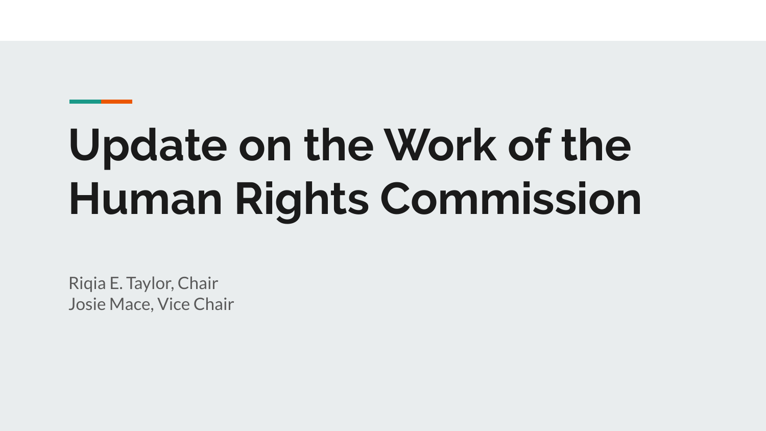# Update on the Work of the Human Rights Commission

Riqia E. Taylor, Chair
Josie Mace, Vice Chair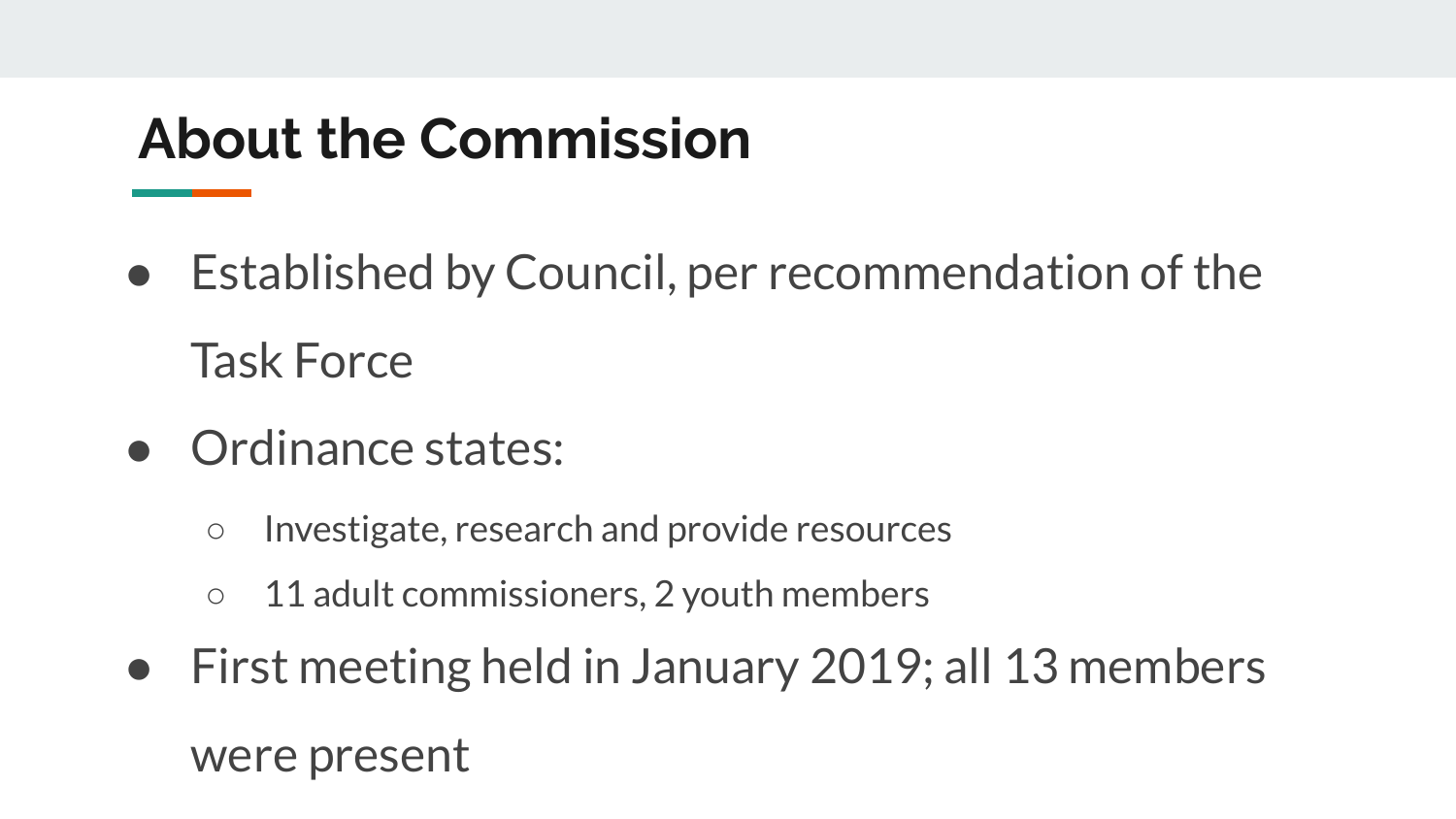# About the Commission

- Established by Council, per recommendation of the Task Force
- Ordinance states:
  - Investigate, research and provide resources
  - 11 adult commissioners, 2 youth members
- First meeting held in January 2019; all 13 members were present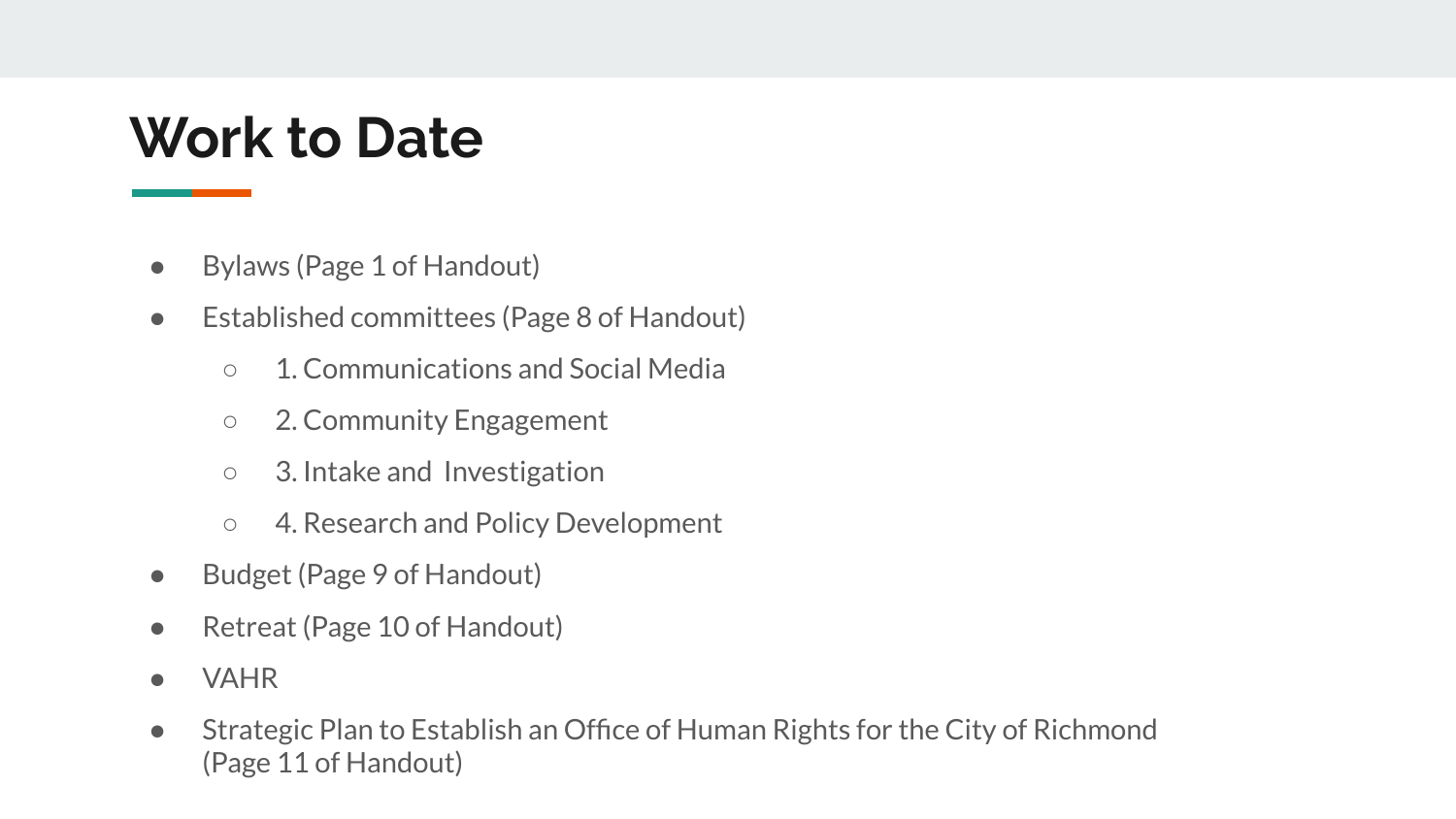# Work to Date

- Bylaws (Page 1 of Handout)
- Established committees (Page 8 of Handout)
  - 1. Communications and Social Media
  - 2. Community Engagement
  - 3. Intake and Investigation
  - 4. Research and Policy Development
- Budget (Page 9 of Handout)
- Retreat (Page 10 of Handout)
- VAHR
- Strategic Plan to Establish an Office of Human Rights for the City of Richmond (Page 11 of Handout)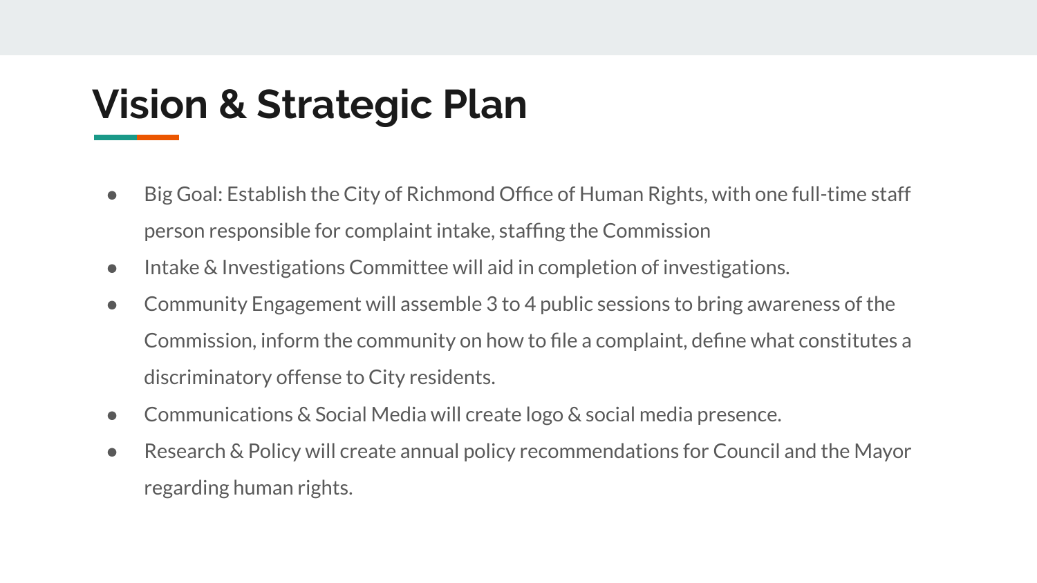# Vision & Strategic Plan

- Big Goal: Establish the City of Richmond Office of Human Rights, with one full-time staff person responsible for complaint intake, staffing the Commission
- Intake & Investigations Committee will aid in completion of investigations.
- Community Engagement will assemble 3 to 4 public sessions to bring awareness of the Commission, inform the community on how to file a complaint, define what constitutes a discriminatory offense to City residents.
- Communications & Social Media will create logo & social media presence.
- Research & Policy will create annual policy recommendations for Council and the Mayor regarding human rights.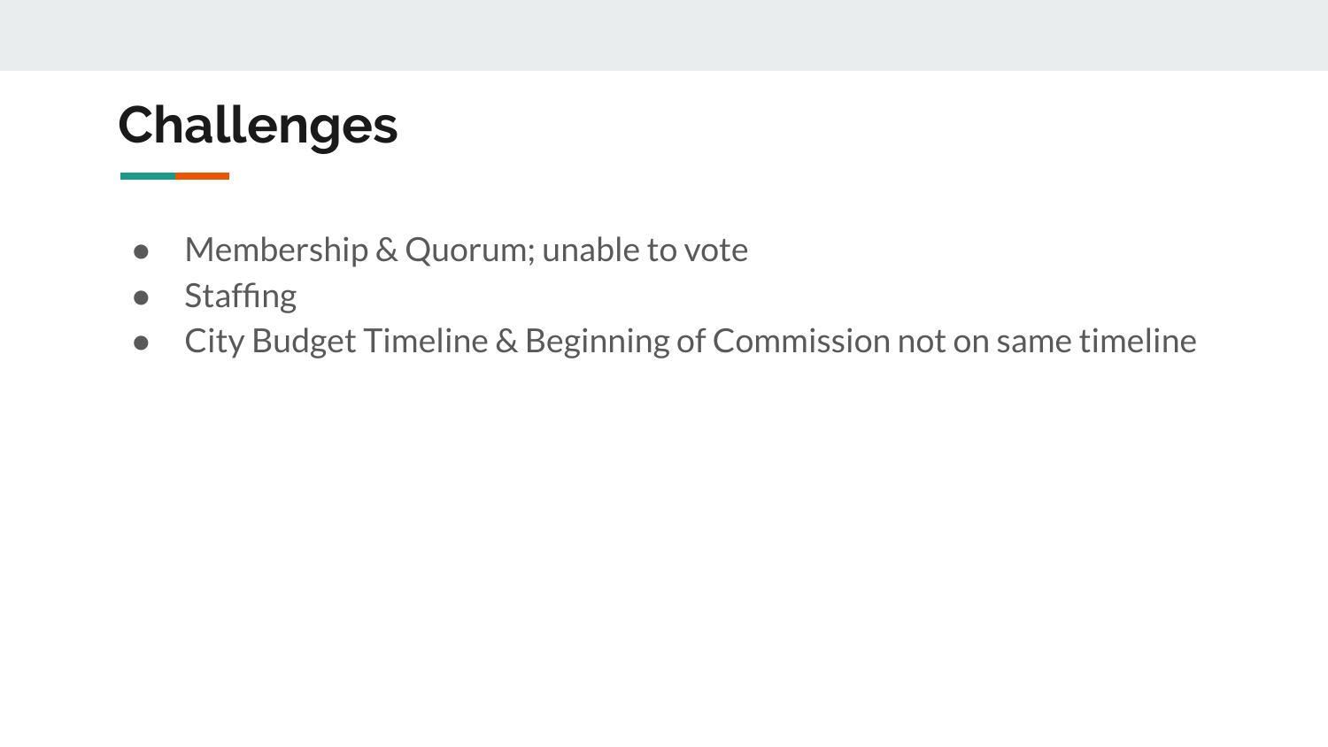# Challenges

- Membership & Quorum; unable to vote
- Staffing
- City Budget Timeline & Beginning of Commission not on same timeline